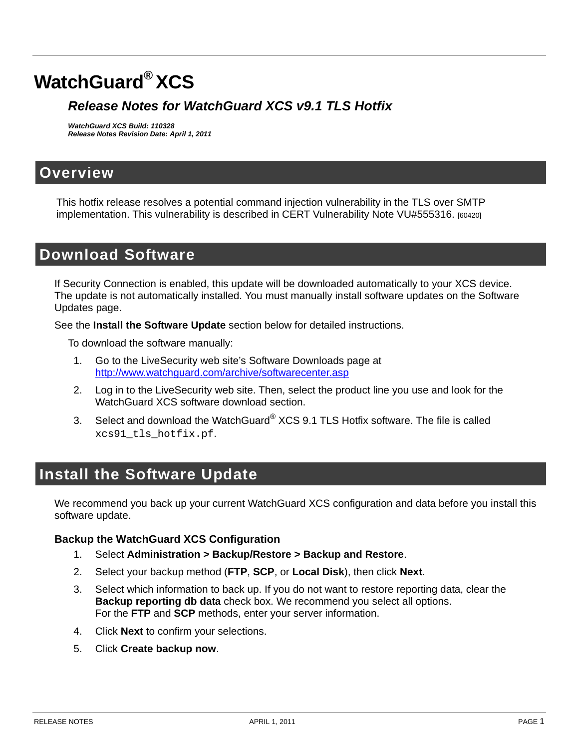# WatchGuard® XCS

## *Release Notes for WatchGuard XCS v9.1 TLS Hotfix*

***WatchGuard XCS Build: 110328***
***Release Notes Revision Date: April 1, 2011***

## Overview

This hotfix release resolves a potential command injection vulnerability in the TLS over SMTP implementation. This vulnerability is described in CERT Vulnerability Note VU#555316. [60420]

## Download Software

If Security Connection is enabled, this update will be downloaded automatically to your XCS device. The update is not automatically installed. You must manually install software updates on the Software Updates page.

See the **Install the Software Update** section below for detailed instructions.

To download the software manually:

1. Go to the LiveSecurity web site's Software Downloads page at http://www.watchguard.com/archive/softwarecenter.asp
2. Log in to the LiveSecurity web site. Then, select the product line you use and look for the WatchGuard XCS software download section.
3. Select and download the WatchGuard® XCS 9.1 TLS Hotfix software. The file is called `xcs91_tls_hotfix.pf`.

## Install the Software Update

We recommend you back up your current WatchGuard XCS configuration and data before you install this software update.

### Backup the WatchGuard XCS Configuration

1. Select **Administration > Backup/Restore > Backup and Restore**.
2. Select your backup method (**FTP**, **SCP**, or **Local Disk**), then click **Next**.
3. Select which information to back up. If you do not want to restore reporting data, clear the **Backup reporting db data** check box. We recommend you select all options.
   For the **FTP** and **SCP** methods, enter your server information.
4. Click **Next** to confirm your selections.
5. Click **Create backup now**.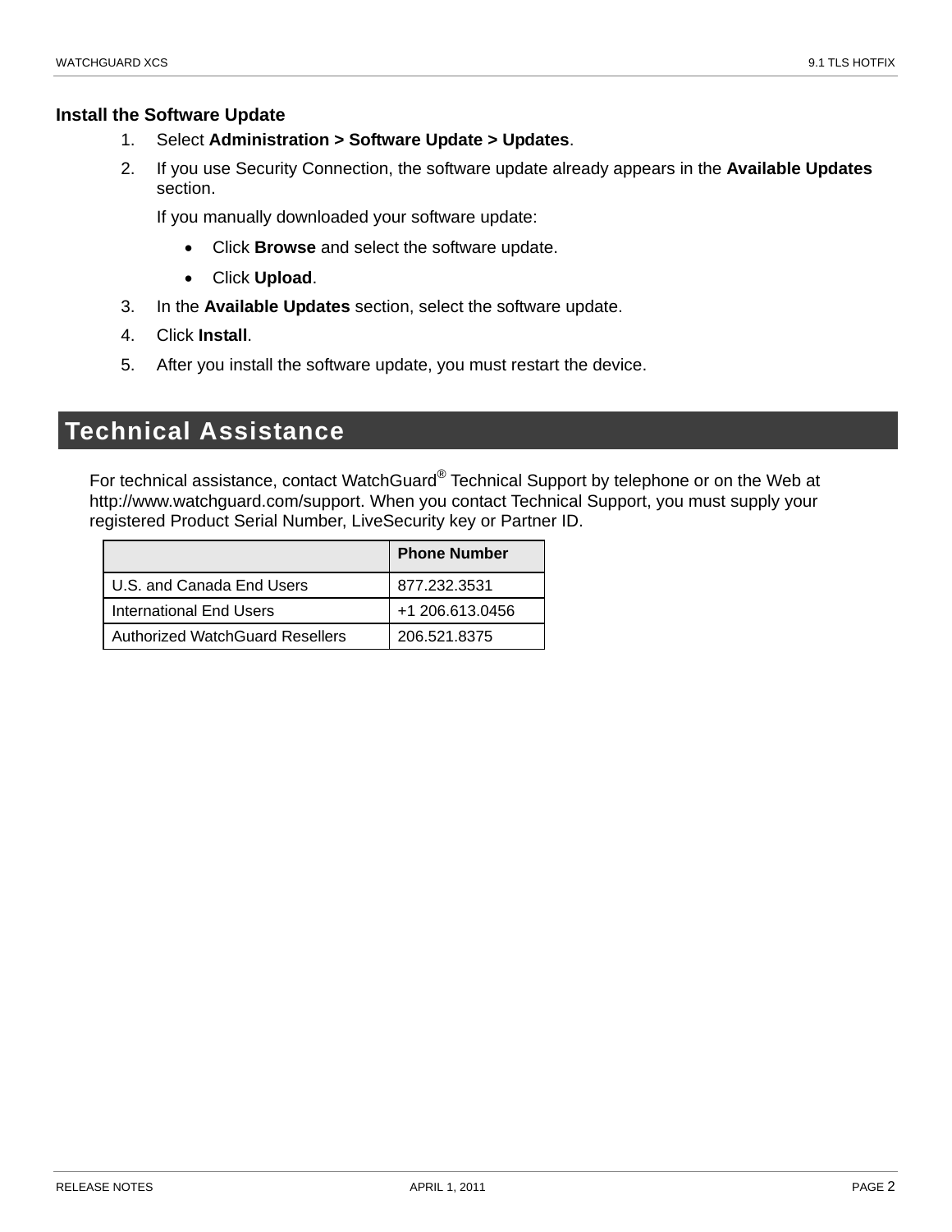### Install the Software Update

1. Select **Administration > Software Update > Updates**.
2. If you use Security Connection, the software update already appears in the **Available Updates** section.

   If you manually downloaded your software update:

   - Click **Browse** and select the software update.
   - Click **Upload**.
3. In the **Available Updates** section, select the software update.
4. Click **Install**.
5. After you install the software update, you must restart the device.

## Technical Assistance

For technical assistance, contact WatchGuard® Technical Support by telephone or on the Web at http://www.watchguard.com/support. When you contact Technical Support, you must supply your registered Product Serial Number, LiveSecurity key or Partner ID.

| | Phone Number |
|---|---|
| U.S. and Canada End Users | 877.232.3531 |
| International End Users | +1 206.613.0456 |
| Authorized WatchGuard Resellers | 206.521.8375 |